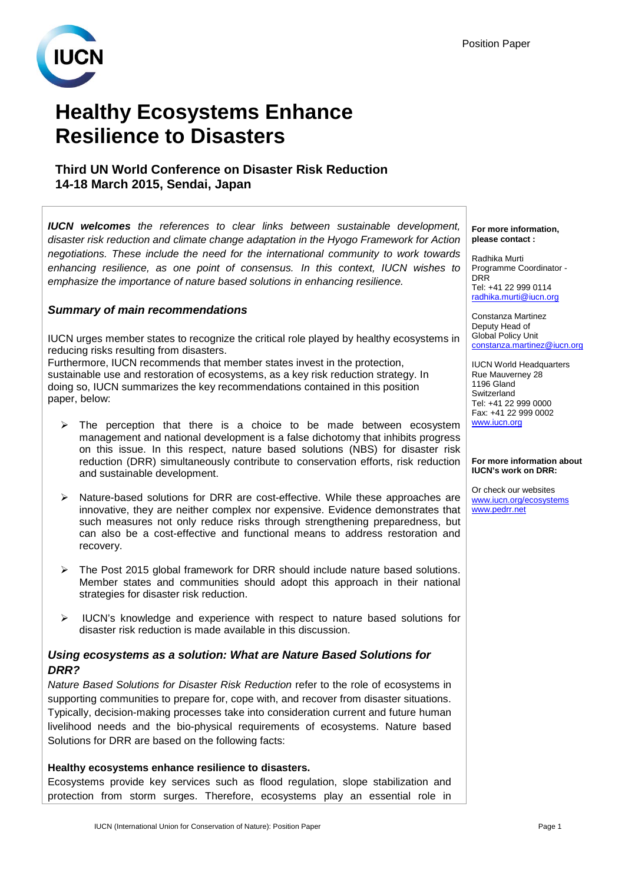Position Paper

# Healthy Ecosystems Enhance Resilience to Disasters

### Third UN World Conference on Disaster Risk Reduction 14-18 March 2015, Sendai, Japan

***IUCN welcomes** the references to clear links between sustainable development, disaster risk reduction and climate change adaptation in the Hyogo Framework for Action negotiations. These include the need for the international community to work towards enhancing resilience, as one point of consensus. In this context, IUCN wishes to emphasize the importance of nature based solutions in enhancing resilience.*

### *Summary of main recommendations*

IUCN urges member states to recognize the critical role played by healthy ecosystems in reducing risks resulting from disasters.
Furthermore, IUCN recommends that member states invest in the protection, sustainable use and restoration of ecosystems, as a key risk reduction strategy. In doing so, IUCN summarizes the key recommendations contained in this position paper, below:

- The perception that there is a choice to be made between ecosystem management and national development is a false dichotomy that inhibits progress on this issue. In this respect, nature based solutions (NBS) for disaster risk reduction (DRR) simultaneously contribute to conservation efforts, risk reduction and sustainable development.
- Nature-based solutions for DRR are cost-effective. While these approaches are innovative, they are neither complex nor expensive. Evidence demonstrates that such measures not only reduce risks through strengthening preparedness, but can also be a cost-effective and functional means to address restoration and recovery.
- The Post 2015 global framework for DRR should include nature based solutions. Member states and communities should adopt this approach in their national strategies for disaster risk reduction.
- IUCN's knowledge and experience with respect to nature based solutions for disaster risk reduction is made available in this discussion.

### *Using ecosystems as a solution: What are Nature Based Solutions for DRR?*

*Nature Based Solutions for Disaster Risk Reduction* refer to the role of ecosystems in supporting communities to prepare for, cope with, and recover from disaster situations. Typically, decision-making processes take into consideration current and future human livelihood needs and the bio-physical requirements of ecosystems. Nature based Solutions for DRR are based on the following facts:

**Healthy ecosystems enhance resilience to disasters.**
Ecosystems provide key services such as flood regulation, slope stabilization and protection from storm surges. Therefore, ecosystems play an essential role in

**For more information, please contact :**

Radhika Murti
Programme Coordinator - DRR
Tel: +41 22 999 0114
radhika.murti@iucn.org

Constanza Martinez
Deputy Head of Global Policy Unit
constanza.martinez@iucn.org

IUCN World Headquarters
Rue Mauverney 28
1196 Gland
Switzerland
Tel: +41 22 999 0000
Fax: +41 22 999 0002
www.iucn.org

**For more information about IUCN's work on DRR:**

Or check our websites
www.iucn.org/ecosystems
www.pedrr.net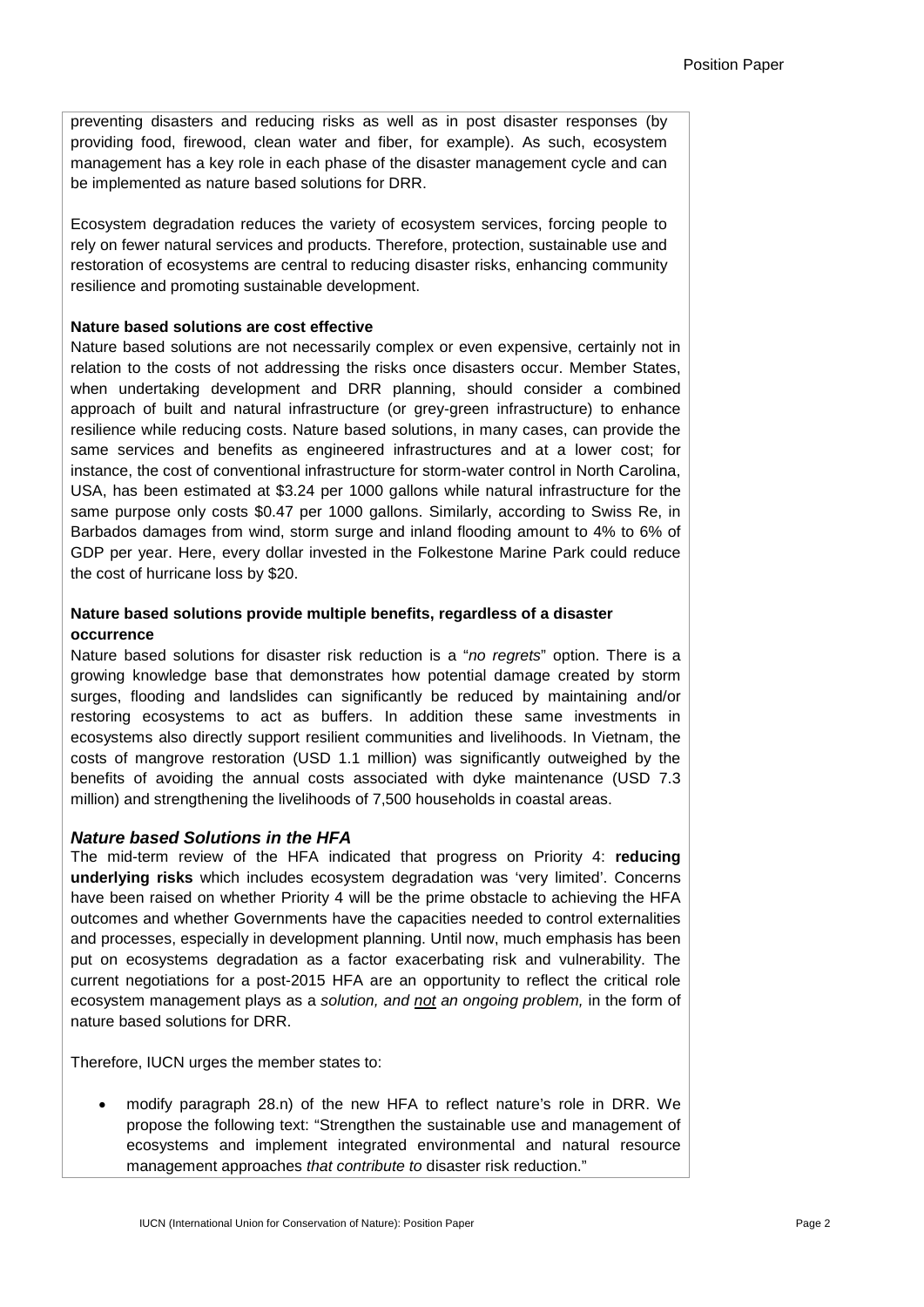preventing disasters and reducing risks as well as in post disaster responses (by providing food, firewood, clean water and fiber, for example). As such, ecosystem management has a key role in each phase of the disaster management cycle and can be implemented as nature based solutions for DRR.

Ecosystem degradation reduces the variety of ecosystem services, forcing people to rely on fewer natural services and products. Therefore, protection, sustainable use and restoration of ecosystems are central to reducing disaster risks, enhancing community resilience and promoting sustainable development.

**Nature based solutions are cost effective**

Nature based solutions are not necessarily complex or even expensive, certainly not in relation to the costs of not addressing the risks once disasters occur. Member States, when undertaking development and DRR planning, should consider a combined approach of built and natural infrastructure (or grey-green infrastructure) to enhance resilience while reducing costs. Nature based solutions, in many cases, can provide the same services and benefits as engineered infrastructures and at a lower cost; for instance, the cost of conventional infrastructure for storm-water control in North Carolina, USA, has been estimated at $3.24 per 1000 gallons while natural infrastructure for the same purpose only costs $0.47 per 1000 gallons. Similarly, according to Swiss Re, in Barbados damages from wind, storm surge and inland flooding amount to 4% to 6% of GDP per year. Here, every dollar invested in the Folkestone Marine Park could reduce the cost of hurricane loss by $20.

**Nature based solutions provide multiple benefits, regardless of a disaster occurrence**

Nature based solutions for disaster risk reduction is a "*no regrets*" option. There is a growing knowledge base that demonstrates how potential damage created by storm surges, flooding and landslides can significantly be reduced by maintaining and/or restoring ecosystems to act as buffers. In addition these same investments in ecosystems also directly support resilient communities and livelihoods. In Vietnam, the costs of mangrove restoration (USD 1.1 million) was significantly outweighed by the benefits of avoiding the annual costs associated with dyke maintenance (USD 7.3 million) and strengthening the livelihoods of 7,500 households in coastal areas.

### *Nature based Solutions in the HFA*

The mid-term review of the HFA indicated that progress on Priority 4: **reducing underlying risks** which includes ecosystem degradation was 'very limited'. Concerns have been raised on whether Priority 4 will be the prime obstacle to achieving the HFA outcomes and whether Governments have the capacities needed to control externalities and processes, especially in development planning. Until now, much emphasis has been put on ecosystems degradation as a factor exacerbating risk and vulnerability. The current negotiations for a post-2015 HFA are an opportunity to reflect the critical role ecosystem management plays as a *solution, and <u>not</u> an ongoing problem,* in the form of nature based solutions for DRR.

Therefore, IUCN urges the member states to:

- modify paragraph 28.n) of the new HFA to reflect nature's role in DRR. We propose the following text: "Strengthen the sustainable use and management of ecosystems and implement integrated environmental and natural resource management approaches *that contribute to* disaster risk reduction."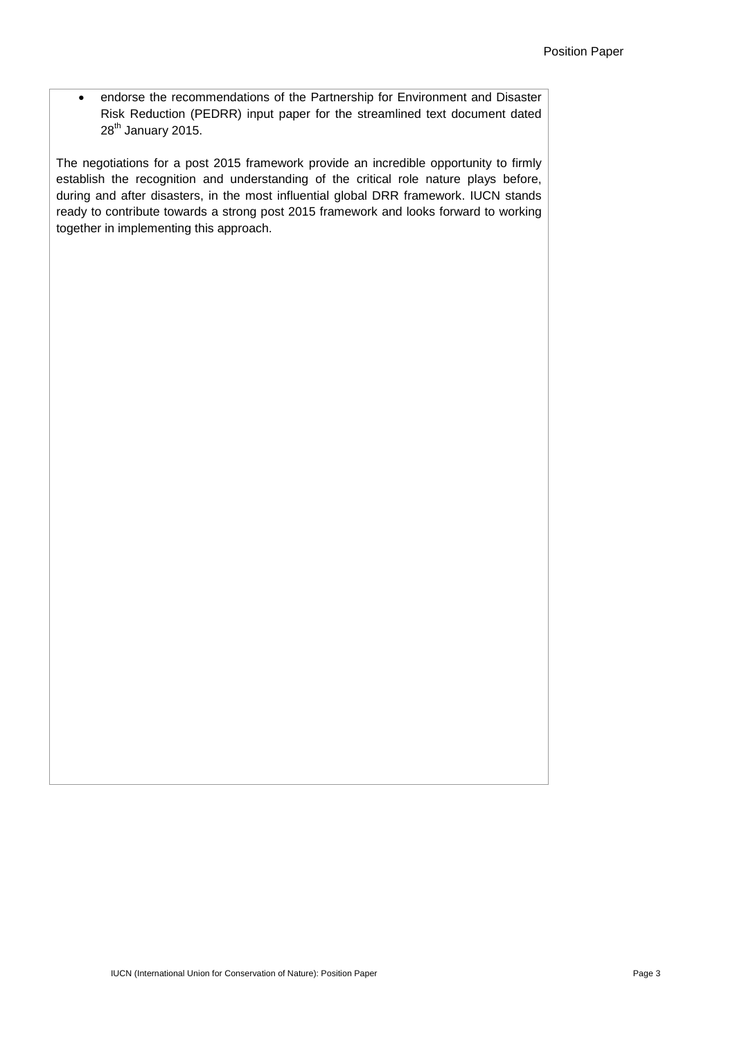- endorse the recommendations of the Partnership for Environment and Disaster Risk Reduction (PEDRR) input paper for the streamlined text document dated 28th January 2015.

The negotiations for a post 2015 framework provide an incredible opportunity to firmly establish the recognition and understanding of the critical role nature plays before, during and after disasters, in the most influential global DRR framework. IUCN stands ready to contribute towards a strong post 2015 framework and looks forward to working together in implementing this approach.